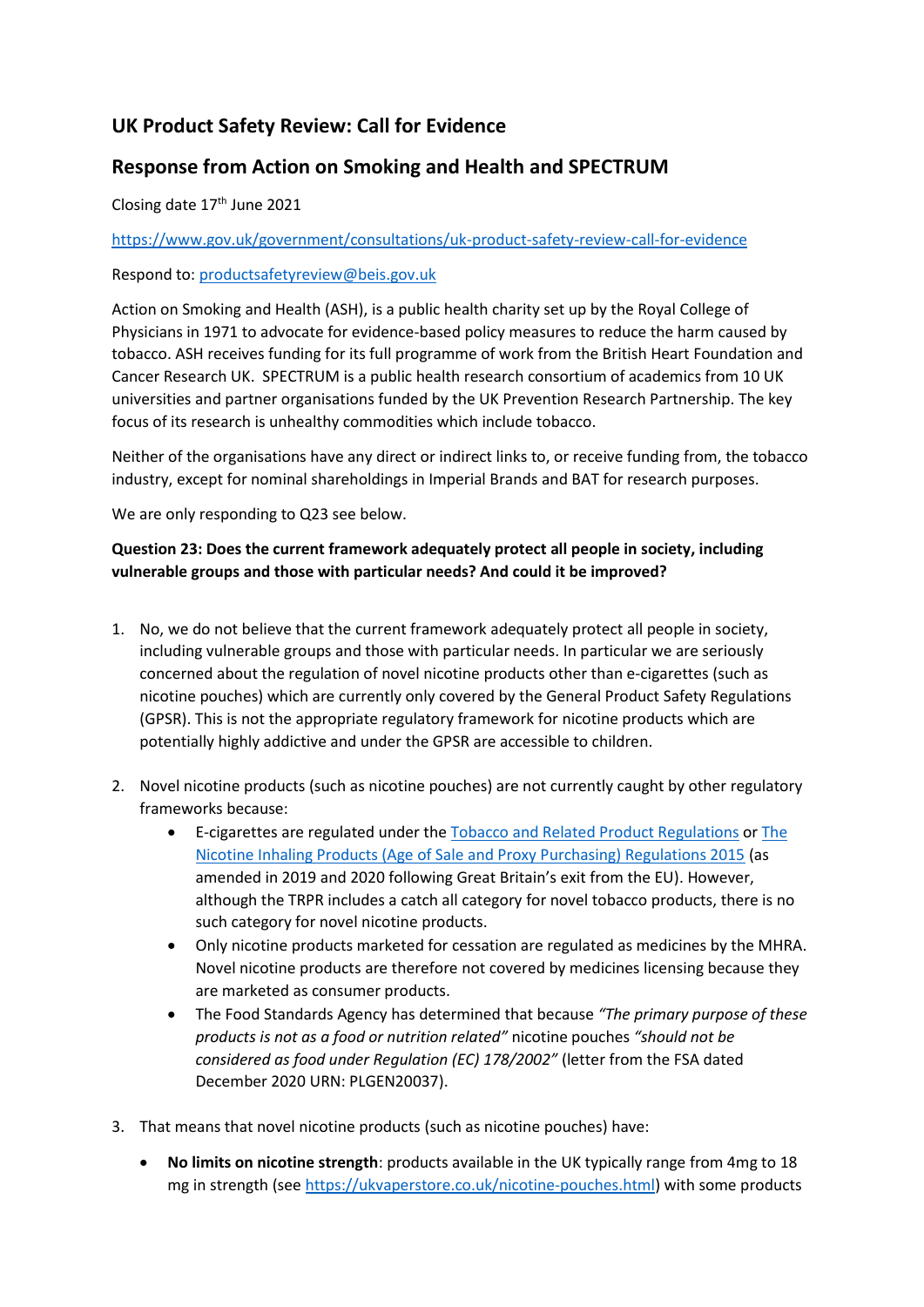## UK Product Safety Review: Call for Evidence

## Response from Action on Smoking and Health and SPECTRUM

Closing date 17th June 2021

https://www.gov.uk/government/consultations/uk-product-safety-review-call-for-evidence

Respond to: productsafetyreview@beis.gov.uk

Action on Smoking and Health (ASH), is a public health charity set up by the Royal College of Physicians in 1971 to advocate for evidence-based policy measures to reduce the harm caused by tobacco. ASH receives funding for its full programme of work from the British Heart Foundation and Cancer Research UK. SPECTRUM is a public health research consortium of academics from 10 UK universities and partner organisations funded by the UK Prevention Research Partnership. The key focus of its research is unhealthy commodities which include tobacco.

Neither of the organisations have any direct or indirect links to, or receive funding from, the tobacco industry, except for nominal shareholdings in Imperial Brands and BAT for research purposes.

We are only responding to Q23 see below.

**Question 23: Does the current framework adequately protect all people in society, including vulnerable groups and those with particular needs? And could it be improved?**

1. No, we do not believe that the current framework adequately protect all people in society, including vulnerable groups and those with particular needs. In particular we are seriously concerned about the regulation of novel nicotine products other than e-cigarettes (such as nicotine pouches) which are currently only covered by the General Product Safety Regulations (GPSR). This is not the appropriate regulatory framework for nicotine products which are potentially highly addictive and under the GPSR are accessible to children.

2. Novel nicotine products (such as nicotine pouches) are not currently caught by other regulatory frameworks because:
   - E-cigarettes are regulated under the Tobacco and Related Product Regulations or The Nicotine Inhaling Products (Age of Sale and Proxy Purchasing) Regulations 2015 (as amended in 2019 and 2020 following Great Britain's exit from the EU). However, although the TRPR includes a catch all category for novel tobacco products, there is no such category for novel nicotine products.
   - Only nicotine products marketed for cessation are regulated as medicines by the MHRA. Novel nicotine products are therefore not covered by medicines licensing because they are marketed as consumer products.
   - The Food Standards Agency has determined that because *"The primary purpose of these products is not as a food or nutrition related"* nicotine pouches *"should not be considered as food under Regulation (EC) 178/2002"* (letter from the FSA dated December 2020 URN: PLGEN20037).

3. That means that novel nicotine products (such as nicotine pouches) have:
   - **No limits on nicotine strength**: products available in the UK typically range from 4mg to 18 mg in strength (see https://ukvaperstore.co.uk/nicotine-pouches.html) with some products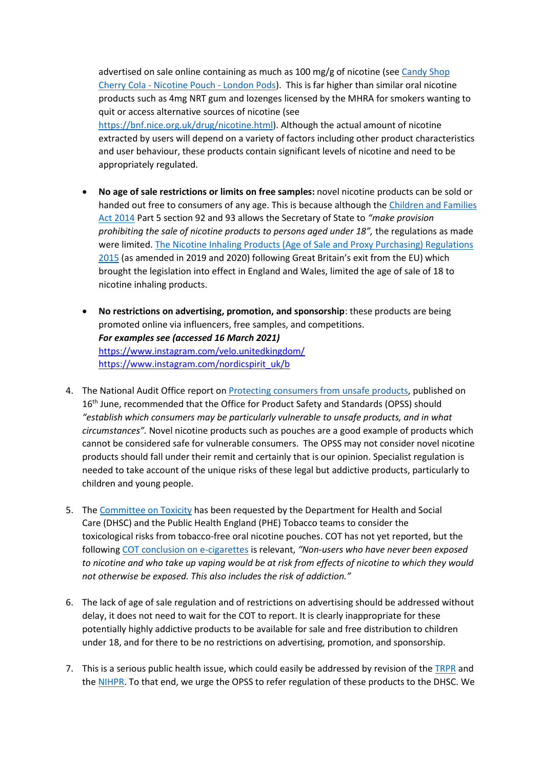advertised on sale online containing as much as 100 mg/g of nicotine (see [Candy Shop Cherry Cola - Nicotine Pouch - London Pods](#)). This is far higher than similar oral nicotine products such as 4mg NRT gum and lozenges licensed by the MHRA for smokers wanting to quit or access alternative sources of nicotine (see https://bnf.nice.org.uk/drug/nicotine.html). Although the actual amount of nicotine extracted by users will depend on a variety of factors including other product characteristics and user behaviour, these products contain significant levels of nicotine and need to be appropriately regulated.

- **No age of sale restrictions or limits on free samples:** novel nicotine products can be sold or handed out free to consumers of any age. This is because although the Children and Families Act 2014 Part 5 section 92 and 93 allows the Secretary of State to *"make provision prohibiting the sale of nicotine products to persons aged under 18",* the regulations as made were limited. The Nicotine Inhaling Products (Age of Sale and Proxy Purchasing) Regulations 2015 (as amended in 2019 and 2020) following Great Britain's exit from the EU) which brought the legislation into effect in England and Wales, limited the age of sale of 18 to nicotine inhaling products.

- **No restrictions on advertising, promotion, and sponsorship**: these products are being promoted online via influencers, free samples, and competitions.
  ***For examples see (accessed 16 March 2021)***
  https://www.instagram.com/velo.unitedkingdom/
  https://www.instagram.com/nordicspirit_uk/b

4. The National Audit Office report on Protecting consumers from unsafe products, published on 16th June, recommended that the Office for Product Safety and Standards (OPSS) should *"establish which consumers may be particularly vulnerable to unsafe products, and in what circumstances".* Novel nicotine products such as pouches are a good example of products which cannot be considered safe for vulnerable consumers. The OPSS may not consider novel nicotine products should fall under their remit and certainly that is our opinion. Specialist regulation is needed to take account of the unique risks of these legal but addictive products, particularly to children and young people.

5. The Committee on Toxicity has been requested by the Department for Health and Social Care (DHSC) and the Public Health England (PHE) Tobacco teams to consider the toxicological risks from tobacco-free oral nicotine pouches. COT has not yet reported, but the following COT conclusion on e-cigarettes is relevant, *"Non-users who have never been exposed to nicotine and who take up vaping would be at risk from effects of nicotine to which they would not otherwise be exposed. This also includes the risk of addiction."*

6. The lack of age of sale regulation and of restrictions on advertising should be addressed without delay, it does not need to wait for the COT to report. It is clearly inappropriate for these potentially highly addictive products to be available for sale and free distribution to children under 18, and for there to be no restrictions on advertising, promotion, and sponsorship.

7. This is a serious public health issue, which could easily be addressed by revision of the TRPR and the NIHPR. To that end, we urge the OPSS to refer regulation of these products to the DHSC. We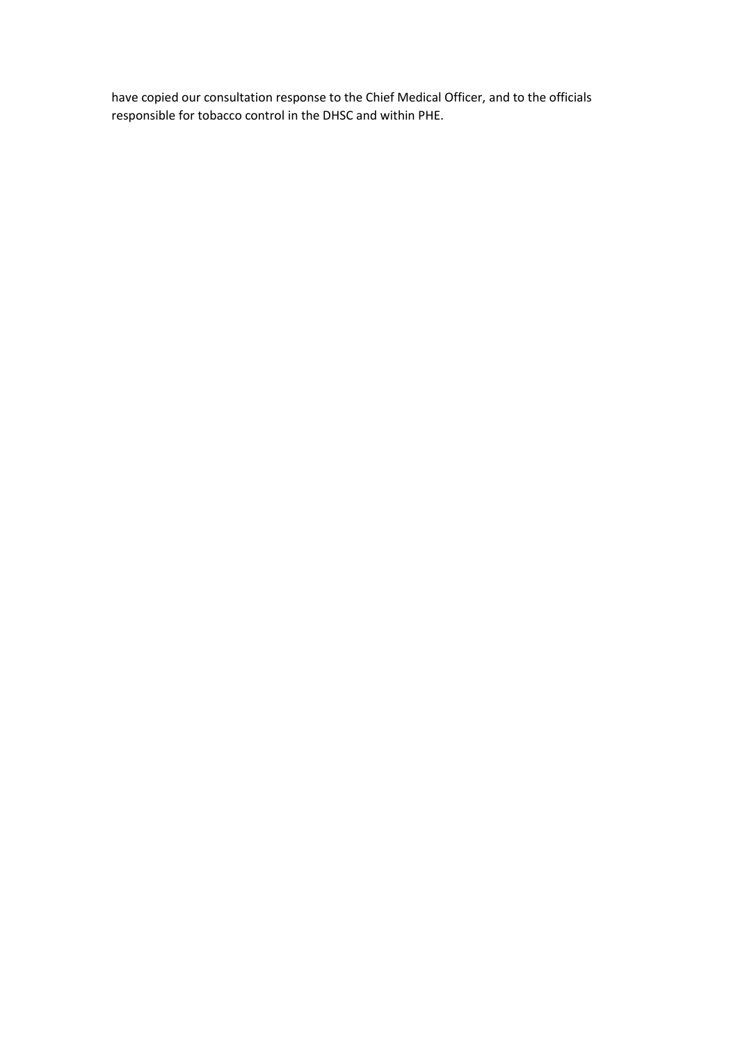have copied our consultation response to the Chief Medical Officer, and to the officials responsible for tobacco control in the DHSC and within PHE.